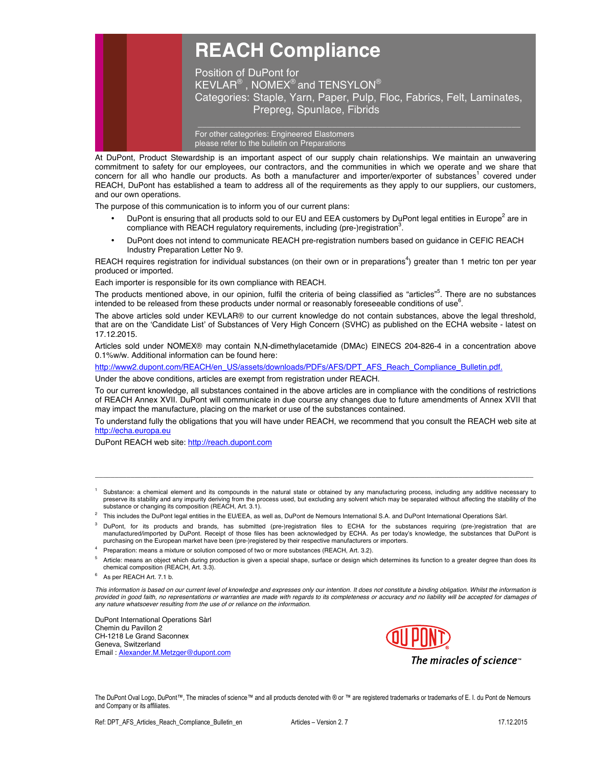# REACH Compliance

Position of DuPont for
KEVLAR®, NOMEX® and TENSYLON®
Categories: Staple, Yarn, Paper, Pulp, Floc, Fabrics, Felt, Laminates, Prepreg, Spunlace, Fibrids

For other categories: Engineered Elastomers
please refer to the bulletin on Preparations

At DuPont, Product Stewardship is an important aspect of our supply chain relationships. We maintain an unwavering commitment to safety for our employees, our contractors, and the communities in which we operate and we share that concern for all who handle our products. As both a manufacturer and importer/exporter of substances[1] covered under REACH, DuPont has established a team to address all of the requirements as they apply to our suppliers, our customers, and our own operations.

The purpose of this communication is to inform you of our current plans:

- DuPont is ensuring that all products sold to our EU and EEA customers by DuPont legal entities in Europe[2] are in compliance with REACH regulatory requirements, including (pre-)registration[3].
- DuPont does not intend to communicate REACH pre-registration numbers based on guidance in CEFIC REACH Industry Preparation Letter No 9.

REACH requires registration for individual substances (on their own or in preparations[4]) greater than 1 metric ton per year produced or imported.

Each importer is responsible for its own compliance with REACH.

The products mentioned above, in our opinion, fulfil the criteria of being classified as "articles"[5]. There are no substances intended to be released from these products under normal or reasonably foreseeable conditions of use[6].

The above articles sold under KEVLAR® to our current knowledge do not contain substances, above the legal threshold, that are on the 'Candidate List' of Substances of Very High Concern (SVHC) as published on the ECHA website - latest on 17.12.2015.

Articles sold under NOMEX® may contain N,N-dimethylacetamide (DMAc) EINECS 204-826-4 in a concentration above 0.1%w/w. Additional information can be found here:

http://www2.dupont.com/REACH/en_US/assets/downloads/PDFs/AFS/DPT_AFS_Reach_Compliance_Bulletin.pdf.

Under the above conditions, articles are exempt from registration under REACH.

To our current knowledge, all substances contained in the above articles are in compliance with the conditions of restrictions of REACH Annex XVII. DuPont will communicate in due course any changes due to future amendments of Annex XVII that may impact the manufacture, placing on the market or use of the substances contained.

To understand fully the obligations that you will have under REACH, we recommend that you consult the REACH web site at http://echa.europa.eu

DuPont REACH web site: http://reach.dupont.com

---

[1] Substance: a chemical element and its compounds in the natural state or obtained by any manufacturing process, including any additive necessary to preserve its stability and any impurity deriving from the process used, but excluding any solvent which may be separated without affecting the stability of the substance or changing its composition (REACH, Art. 3.1).

[2] This includes the DuPont legal entities in the EU/EEA, as well as, DuPont de Nemours International S.A. and DuPont International Operations Sàrl.

[3] DuPont, for its products and brands, has submitted (pre-)registration files to ECHA for the substances requiring (pre-)registration that are manufactured/imported by DuPont. Receipt of those files has been acknowledged by ECHA. As per today's knowledge, the substances that DuPont is purchasing on the European market have been (pre-)registered by their respective manufacturers or importers.

[4] Preparation: means a mixture or solution composed of two or more substances (REACH, Art. 3.2).

[5] Article: means an object which during production is given a special shape, surface or design which determines its function to a greater degree than does its chemical composition (REACH, Art. 3.3).

[6] As per REACH Art. 7.1 b.

*This information is based on our current level of knowledge and expresses only our intention. It does not constitute a binding obligation. Whilst the information is provided in good faith, no representations or warranties are made with regards to its completeness or accuracy and no liability will be accepted for damages of any nature whatsoever resulting from the use of or reliance on the information.*

DuPont International Operations Sàrl
Chemin du Pavillon 2
CH-1218 Le Grand Saconnex
Geneva, Switzerland
Email : Alexander.M.Metzger@dupont.com

DUPONT
*The miracles of science™*

The DuPont Oval Logo, DuPont™, The miracles of science™ and all products denoted with ® or ™ are registered trademarks or trademarks of E. I. du Pont de Nemours and Company or its affiliates.

Ref: DPT_AFS_Articles_Reach_Compliance_Bulletin_en    Articles – Version 2. 7    17.12.2015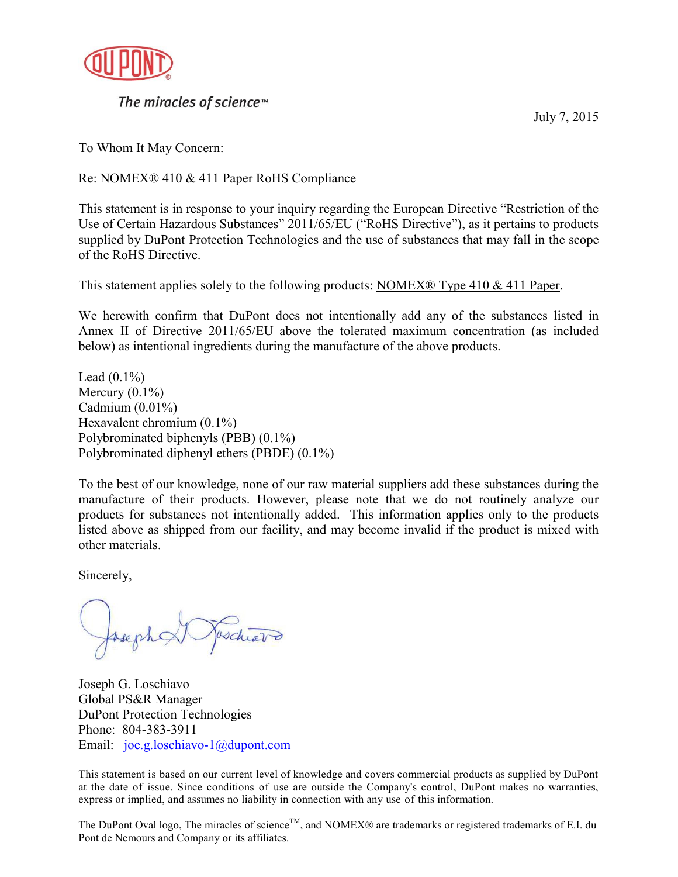The miracles of science™

July 7, 2015

To Whom It May Concern:

Re: NOMEX® 410 & 411 Paper RoHS Compliance

This statement is in response to your inquiry regarding the European Directive "Restriction of the Use of Certain Hazardous Substances" 2011/65/EU ("RoHS Directive"), as it pertains to products supplied by DuPont Protection Technologies and the use of substances that may fall in the scope of the RoHS Directive.

This statement applies solely to the following products: NOMEX® Type 410 & 411 Paper.

We herewith confirm that DuPont does not intentionally add any of the substances listed in Annex II of Directive 2011/65/EU above the tolerated maximum concentration (as included below) as intentional ingredients during the manufacture of the above products.

Lead (0.1%)
Mercury (0.1%)
Cadmium (0.01%)
Hexavalent chromium (0.1%)
Polybrominated biphenyls (PBB) (0.1%)
Polybrominated diphenyl ethers (PBDE) (0.1%)

To the best of our knowledge, none of our raw material suppliers add these substances during the manufacture of their products. However, please note that we do not routinely analyze our products for substances not intentionally added. This information applies only to the products listed above as shipped from our facility, and may become invalid if the product is mixed with other materials.

Sincerely,

Joseph G. Loschiavo
Global PS&R Manager
DuPont Protection Technologies
Phone: 804-383-3911
Email: joe.g.loschiavo-1@dupont.com

This statement is based on our current level of knowledge and covers commercial products as supplied by DuPont at the date of issue. Since conditions of use are outside the Company's control, DuPont makes no warranties, express or implied, and assumes no liability in connection with any use of this information.

The DuPont Oval logo, The miracles of science™, and NOMEX® are trademarks or registered trademarks of E.I. du Pont de Nemours and Company or its affiliates.